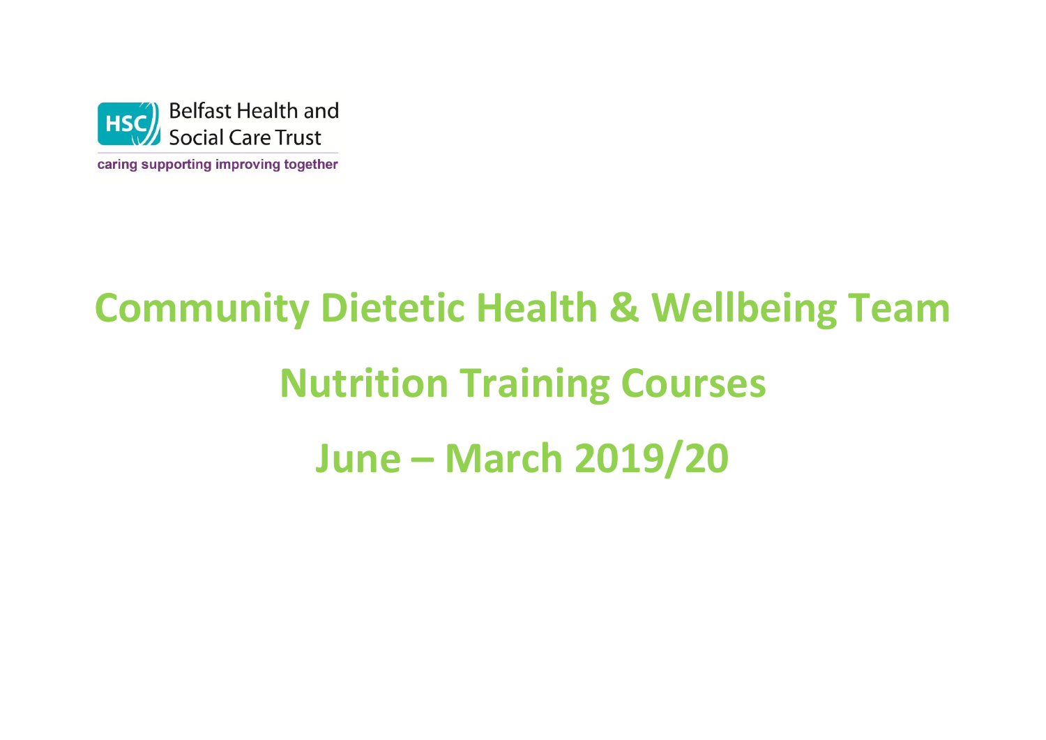Belfast Health and Social Care Trust

caring supporting improving together

# Community Dietetic Health & Wellbeing Team

# Nutrition Training Courses

# June – March 2019/20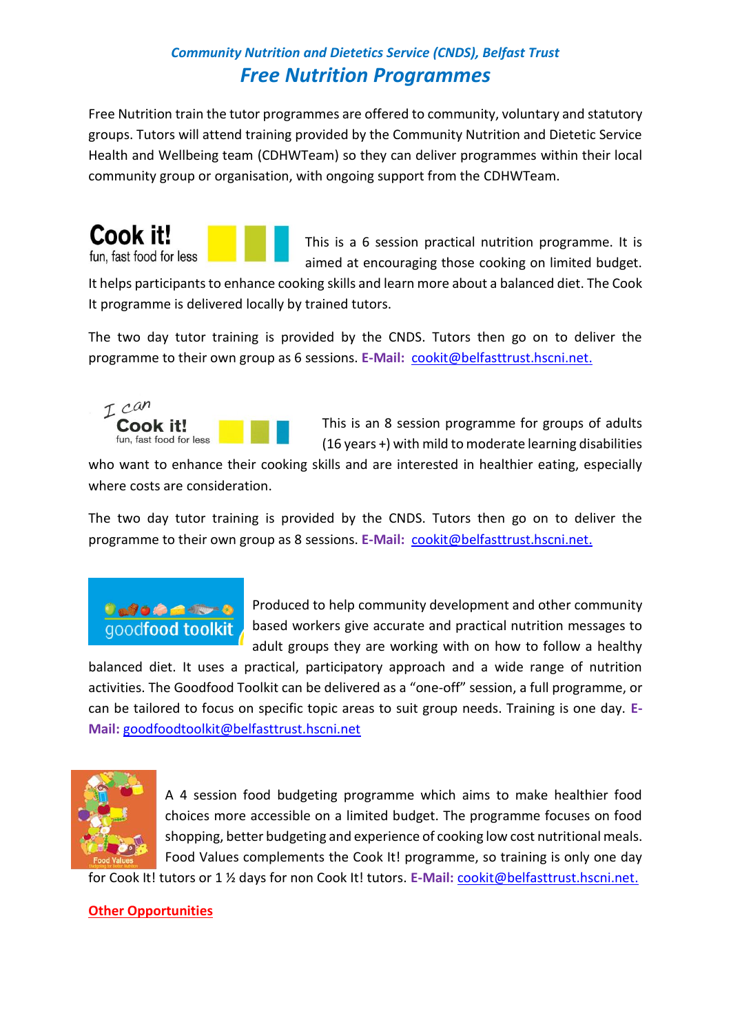*Community Nutrition and Dietetics Service (CNDS), Belfast Trust*

# *Free Nutrition Programmes*

Free Nutrition train the tutor programmes are offered to community, voluntary and statutory groups. Tutors will attend training provided by the Community Nutrition and Dietetic Service Health and Wellbeing team (CDHWTeam) so they can deliver programmes within their local community group or organisation, with ongoing support from the CDHWTeam.

**Cook it!** fun, fast food for less

This is a 6 session practical nutrition programme. It is aimed at encouraging those cooking on limited budget. It helps participants to enhance cooking skills and learn more about a balanced diet. The Cook It programme is delivered locally by trained tutors.

The two day tutor training is provided by the CNDS. Tutors then go on to deliver the programme to their own group as 6 sessions. **E-Mail:** cookit@belfasttrust.hscni.net.

**I can Cook it!** fun, fast food for less

This is an 8 session programme for groups of adults (16 years +) with mild to moderate learning disabilities who want to enhance their cooking skills and are interested in healthier eating, especially where costs are consideration.

The two day tutor training is provided by the CNDS. Tutors then go on to deliver the programme to their own group as 8 sessions. **E-Mail:** cookit@belfasttrust.hscni.net.

**goodfood toolkit**

Produced to help community development and other community based workers give accurate and practical nutrition messages to adult groups they are working with on how to follow a healthy balanced diet. It uses a practical, participatory approach and a wide range of nutrition activities. The Goodfood Toolkit can be delivered as a "one-off" session, a full programme, or can be tailored to focus on specific topic areas to suit group needs. Training is one day. **E-Mail:** goodfoodtoolkit@belfasttrust.hscni.net

**Food Values**

A 4 session food budgeting programme which aims to make healthier food choices more accessible on a limited budget. The programme focuses on food shopping, better budgeting and experience of cooking low cost nutritional meals. Food Values complements the Cook It! programme, so training is only one day for Cook It! tutors or 1 ½ days for non Cook It! tutors. **E-Mail:** cookit@belfasttrust.hscni.net.

**Other Opportunities**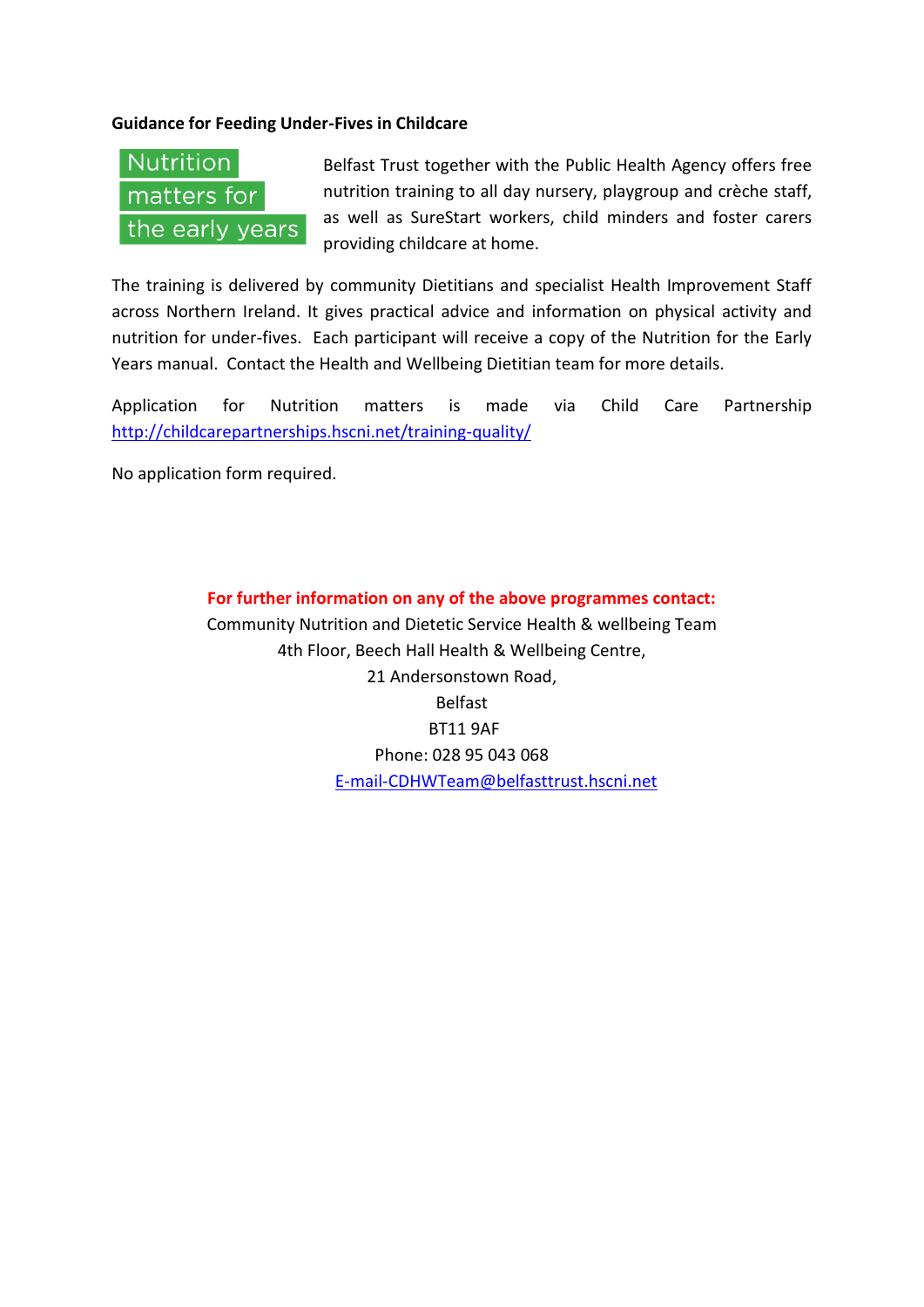**Guidance for Feeding Under-Fives in Childcare**

Nutrition matters for the early years

Belfast Trust together with the Public Health Agency offers free nutrition training to all day nursery, playgroup and crèche staff, as well as SureStart workers, child minders and foster carers providing childcare at home.

The training is delivered by community Dietitians and specialist Health Improvement Staff across Northern Ireland. It gives practical advice and information on physical activity and nutrition for under-fives. Each participant will receive a copy of the Nutrition for the Early Years manual. Contact the Health and Wellbeing Dietitian team for more details.

Application for Nutrition matters is made via Child Care Partnership http://childcarepartnerships.hscni.net/training-quality/

No application form required.

**For further information on any of the above programmes contact:**

Community Nutrition and Dietetic Service Health & wellbeing Team
4th Floor, Beech Hall Health & Wellbeing Centre,
21 Andersonstown Road,
Belfast
BT11 9AF
Phone: 028 95 043 068
E-mail-CDHWTeam@belfasttrust.hscni.net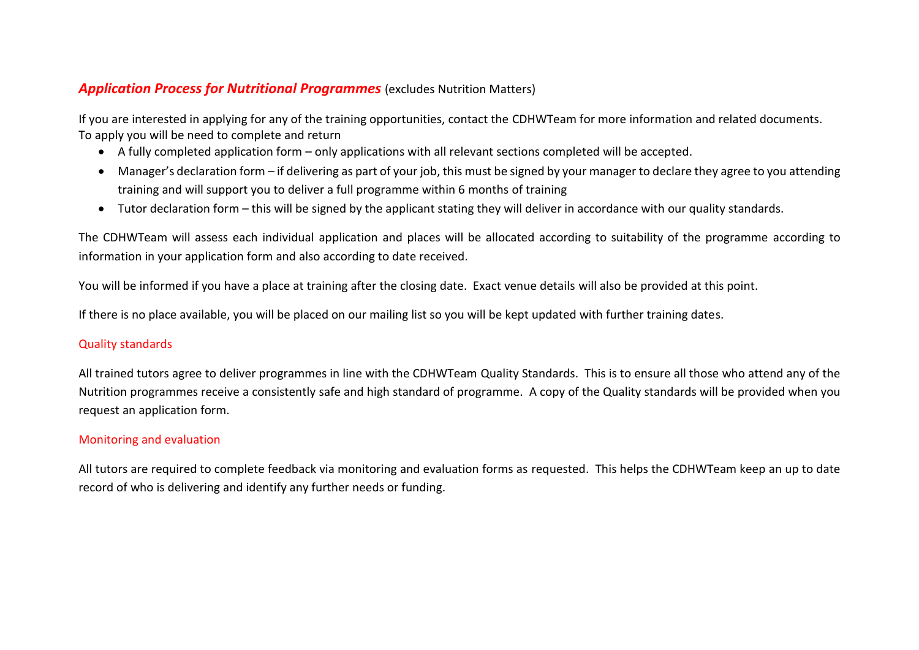## ***Application Process for Nutritional Programmes*** (excludes Nutrition Matters)

If you are interested in applying for any of the training opportunities, contact the CDHWTeam for more information and related documents.
To apply you will be need to complete and return

- A fully completed application form – only applications with all relevant sections completed will be accepted.
- Manager's declaration form – if delivering as part of your job, this must be signed by your manager to declare they agree to you attending training and will support you to deliver a full programme within 6 months of training
- Tutor declaration form – this will be signed by the applicant stating they will deliver in accordance with our quality standards.

The CDHWTeam will assess each individual application and places will be allocated according to suitability of the programme according to information in your application form and also according to date received.

You will be informed if you have a place at training after the closing date. Exact venue details will also be provided at this point.

If there is no place available, you will be placed on our mailing list so you will be kept updated with further training dates.

### Quality standards

All trained tutors agree to deliver programmes in line with the CDHWTeam Quality Standards. This is to ensure all those who attend any of the Nutrition programmes receive a consistently safe and high standard of programme. A copy of the Quality standards will be provided when you request an application form.

### Monitoring and evaluation

All tutors are required to complete feedback via monitoring and evaluation forms as requested. This helps the CDHWTeam keep an up to date record of who is delivering and identify any further needs or funding.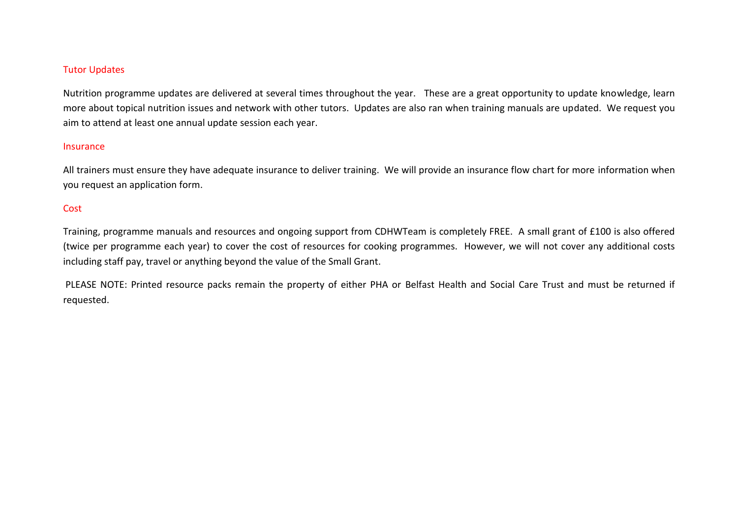## Tutor Updates

Nutrition programme updates are delivered at several times throughout the year. These are a great opportunity to update knowledge, learn more about topical nutrition issues and network with other tutors. Updates are also ran when training manuals are updated. We request you aim to attend at least one annual update session each year.

## Insurance

All trainers must ensure they have adequate insurance to deliver training. We will provide an insurance flow chart for more information when you request an application form.

## Cost

Training, programme manuals and resources and ongoing support from CDHWTeam is completely FREE. A small grant of £100 is also offered (twice per programme each year) to cover the cost of resources for cooking programmes. However, we will not cover any additional costs including staff pay, travel or anything beyond the value of the Small Grant.

PLEASE NOTE: Printed resource packs remain the property of either PHA or Belfast Health and Social Care Trust and must be returned if requested.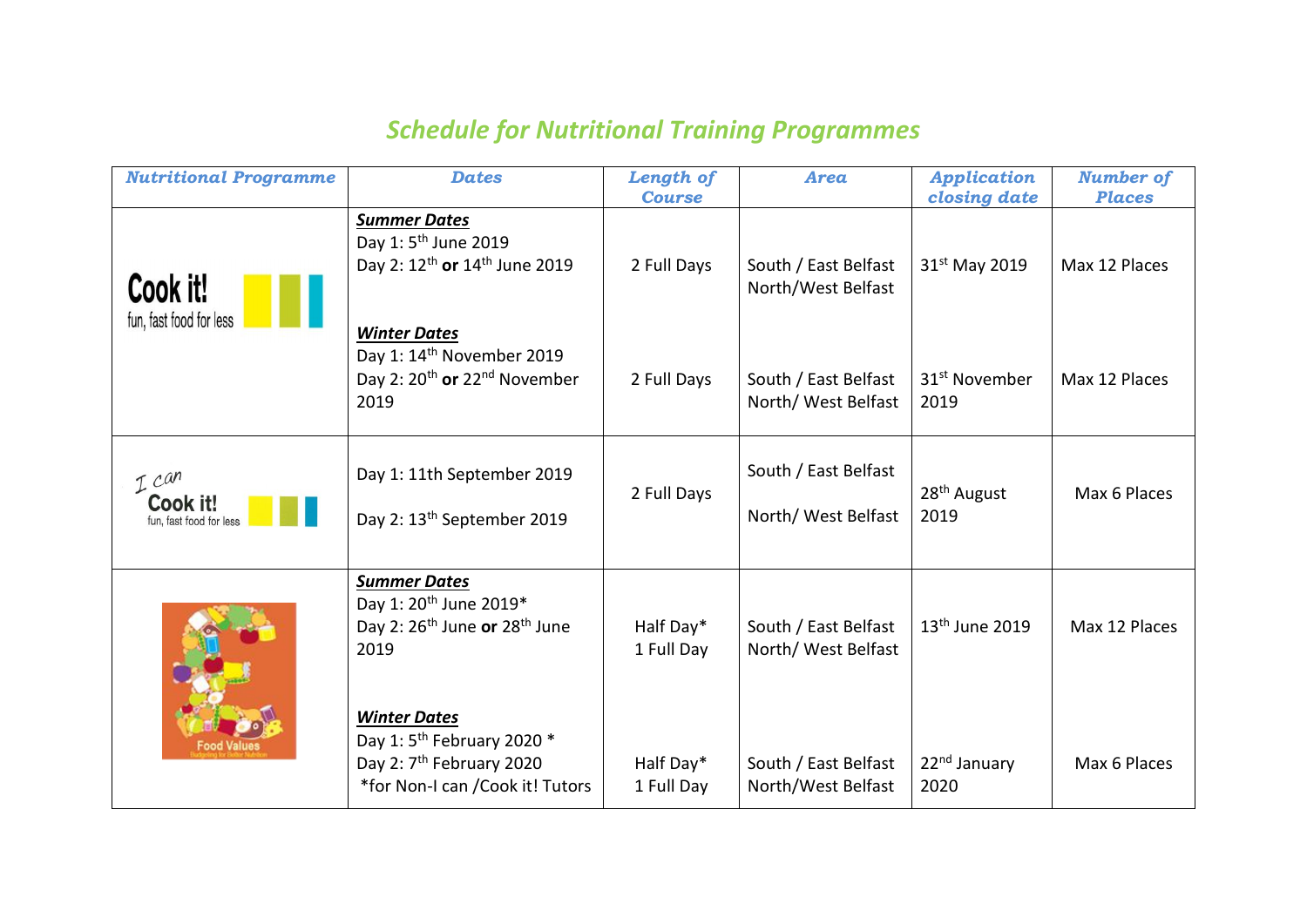# *Schedule for Nutritional Training Programmes*

| *Nutritional Programme* | *Dates* | *Length of Course* | *Area* | *Application closing date* | *Number of Places* |
|---|---|---|---|---|---|
| Cook it! fun, fast food for less | ***Summer Dates***<br>Day 1: 5th June 2019<br>Day 2: 12th **or** 14th June 2019 | 2 Full Days | South / East Belfast<br>North/West Belfast | 31st May 2019 | Max 12 Places |
| | ***Winter Dates***<br>Day 1: 14th November 2019<br>Day 2: 20th **or** 22nd November 2019 | 2 Full Days | South / East Belfast<br>North/ West Belfast | 31st November 2019 | Max 12 Places |
| I can Cook it! fun, fast food for less | Day 1: 11th September 2019<br>Day 2: 13th September 2019 | 2 Full Days | South / East Belfast<br>North/ West Belfast | 28th August 2019 | Max 6 Places |
| Food Values Budgeting for Better Nutrition | ***Summer Dates***<br>Day 1: 20th June 2019*<br>Day 2: 26th June **or** 28th June 2019 | Half Day*<br>1 Full Day | South / East Belfast<br>North/ West Belfast | 13th June 2019 | Max 12 Places |
| | ***Winter Dates***<br>Day 1: 5th February 2020 *<br>Day 2: 7th February 2020<br>*for Non-I can /Cook it! Tutors | Half Day*<br>1 Full Day | South / East Belfast<br>North/West Belfast | 22nd January 2020 | Max 6 Places |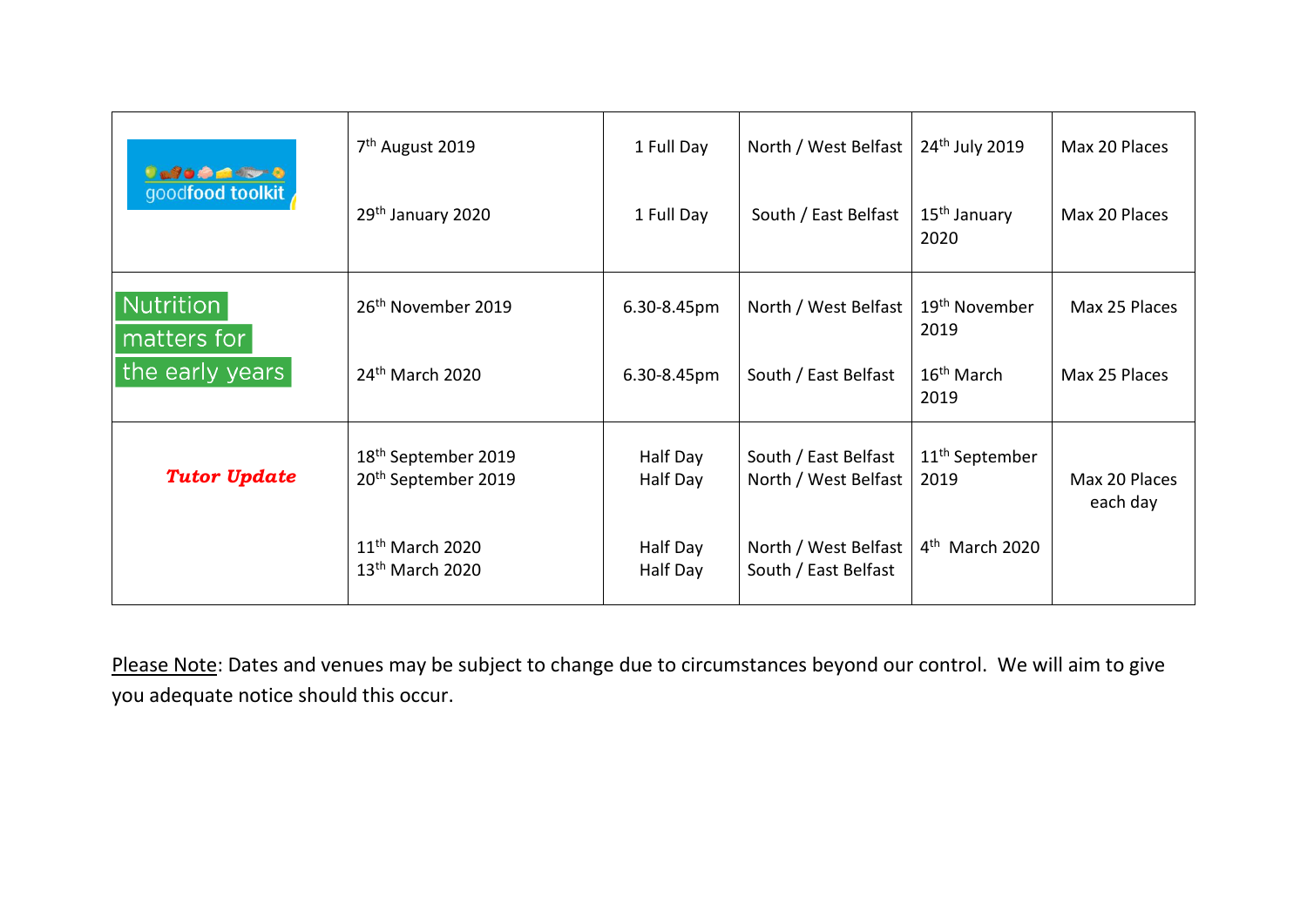| | | | | | |
|---|---|---|---|---|---|
| goodfood toolkit | 7th August 2019 | 1 Full Day | North / West Belfast | 24th July 2019 | Max 20 Places |
| | 29th January 2020 | 1 Full Day | South / East Belfast | 15th January 2020 | Max 20 Places |
| Nutrition matters for the early years | 26th November 2019 | 6.30-8.45pm | North / West Belfast | 19th November 2019 | Max 25 Places |
| | 24th March 2020 | 6.30-8.45pm | South / East Belfast | 16th March 2019 | Max 25 Places |
| ***Tutor Update*** | 18th September 2019<br>20th September 2019 | Half Day<br>Half Day | South / East Belfast<br>North / West Belfast | 11th September 2019 | Max 20 Places each day |
| | 11th March 2020<br>13th March 2020 | Half Day<br>Half Day | North / West Belfast<br>South / East Belfast | 4th March 2020 | |

Please Note: Dates and venues may be subject to change due to circumstances beyond our control. We will aim to give you adequate notice should this occur.